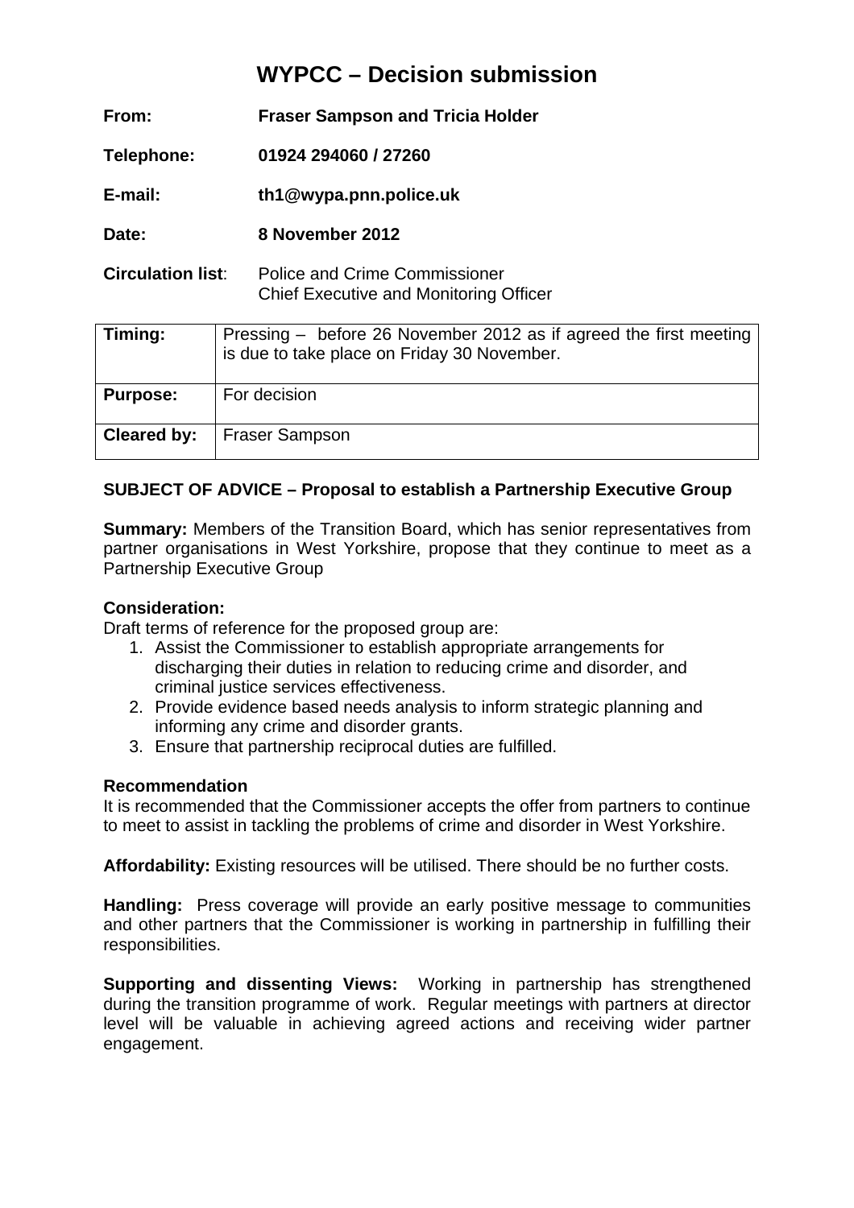# WYPCC – Decision submission

**From:** **Fraser Sampson and Tricia Holder**

**Telephone:** **01924 294060 / 27260**

**E-mail:** **th1@wypa.pnn.police.uk**

**Date:** **8 November 2012**

**Circulation list**: Police and Crime Commissioner
Chief Executive and Monitoring Officer

| | |
|---|---|
| **Timing:** | Pressing – before 26 November 2012 as if agreed the first meeting is due to take place on Friday 30 November. |
| **Purpose:** | For decision |
| **Cleared by:** | Fraser Sampson |

**SUBJECT OF ADVICE – Proposal to establish a Partnership Executive Group**

**Summary:** Members of the Transition Board, which has senior representatives from partner organisations in West Yorkshire, propose that they continue to meet as a Partnership Executive Group

**Consideration:**
Draft terms of reference for the proposed group are:

1. Assist the Commissioner to establish appropriate arrangements for discharging their duties in relation to reducing crime and disorder, and criminal justice services effectiveness.
2. Provide evidence based needs analysis to inform strategic planning and informing any crime and disorder grants.
3. Ensure that partnership reciprocal duties are fulfilled.

**Recommendation**
It is recommended that the Commissioner accepts the offer from partners to continue to meet to assist in tackling the problems of crime and disorder in West Yorkshire.

**Affordability:** Existing resources will be utilised. There should be no further costs.

**Handling:** Press coverage will provide an early positive message to communities and other partners that the Commissioner is working in partnership in fulfilling their responsibilities.

**Supporting and dissenting Views:** Working in partnership has strengthened during the transition programme of work. Regular meetings with partners at director level will be valuable in achieving agreed actions and receiving wider partner engagement.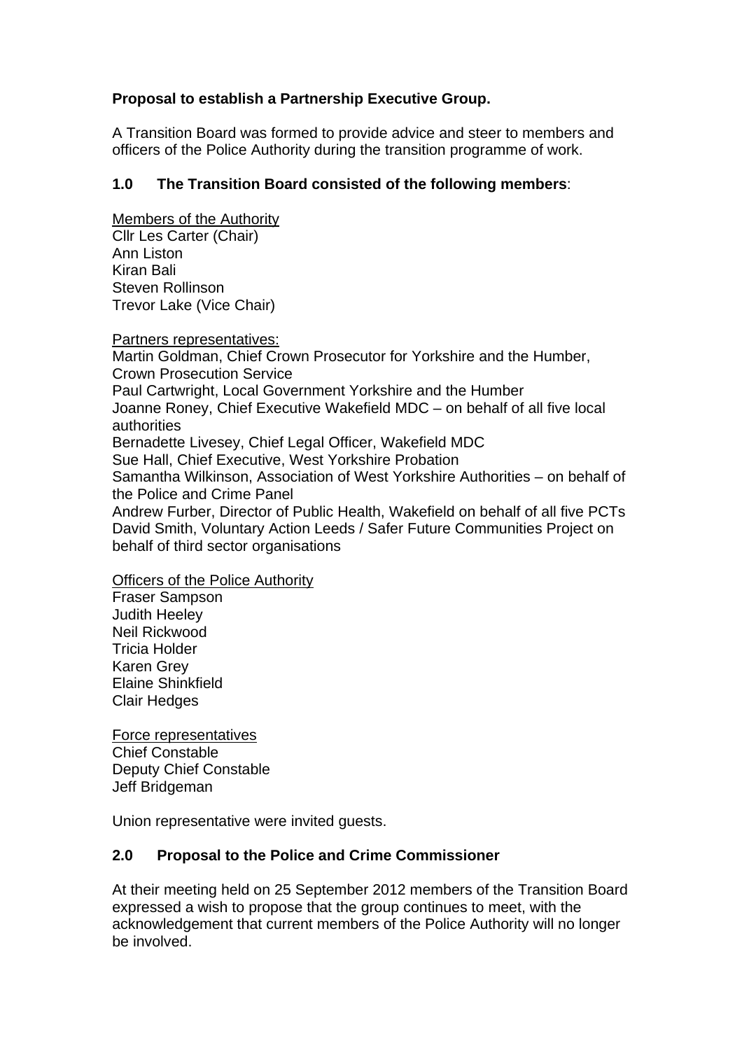**Proposal to establish a Partnership Executive Group.**

A Transition Board was formed to provide advice and steer to members and officers of the Police Authority during the transition programme of work.

**1.0 The Transition Board consisted of the following members**:

Members of the Authority
Cllr Les Carter (Chair)
Ann Liston
Kiran Bali
Steven Rollinson
Trevor Lake (Vice Chair)

Partners representatives:
Martin Goldman, Chief Crown Prosecutor for Yorkshire and the Humber, Crown Prosecution Service
Paul Cartwright, Local Government Yorkshire and the Humber
Joanne Roney, Chief Executive Wakefield MDC – on behalf of all five local authorities
Bernadette Livesey, Chief Legal Officer, Wakefield MDC
Sue Hall, Chief Executive, West Yorkshire Probation
Samantha Wilkinson, Association of West Yorkshire Authorities – on behalf of the Police and Crime Panel
Andrew Furber, Director of Public Health, Wakefield on behalf of all five PCTs
David Smith, Voluntary Action Leeds / Safer Future Communities Project on behalf of third sector organisations

Officers of the Police Authority
Fraser Sampson
Judith Heeley
Neil Rickwood
Tricia Holder
Karen Grey
Elaine Shinkfield
Clair Hedges

Force representatives
Chief Constable
Deputy Chief Constable
Jeff Bridgeman

Union representative were invited guests.

**2.0 Proposal to the Police and Crime Commissioner**

At their meeting held on 25 September 2012 members of the Transition Board expressed a wish to propose that the group continues to meet, with the acknowledgement that current members of the Police Authority will no longer be involved.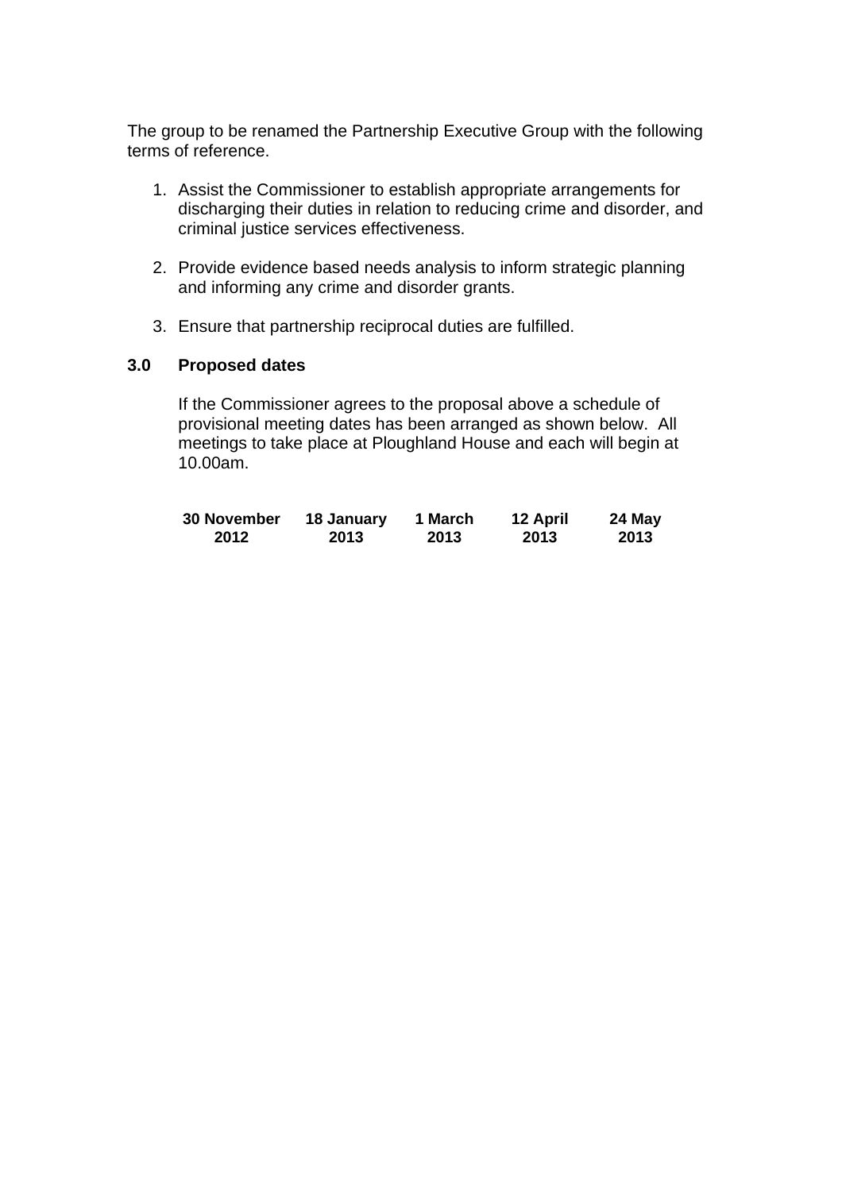The group to be renamed the Partnership Executive Group with the following terms of reference.

1. Assist the Commissioner to establish appropriate arrangements for discharging their duties in relation to reducing crime and disorder, and criminal justice services effectiveness.

2. Provide evidence based needs analysis to inform strategic planning and informing any crime and disorder grants.

3. Ensure that partnership reciprocal duties are fulfilled.

## 3.0 Proposed dates

If the Commissioner agrees to the proposal above a schedule of provisional meeting dates has been arranged as shown below. All meetings to take place at Ploughland House and each will begin at 10.00am.

| | | | | |
|---|---|---|---|---|
| **30 November 2012** | **18 January 2013** | **1 March 2013** | **12 April 2013** | **24 May 2013** |